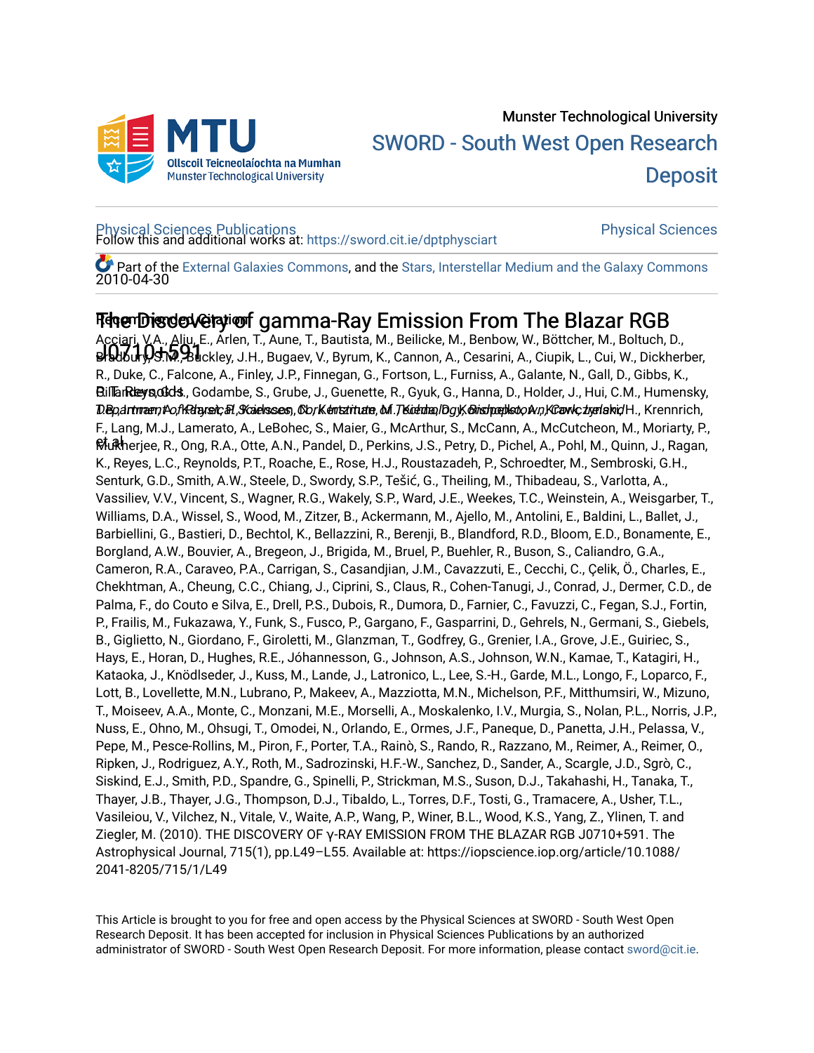Munster Technological University

SWORD - South West Open Research Deposit

Physical Sciences Publications

Physical Sciences

2010-04-30

# The Discovery of gamma-Ray Emission From The Blazar RGB J0710+591

Bill Reynolds

*Department of Physical Sciences, Cork Institute of Technology, Bishopstown, Cork, Ireland*

et.al

Follow this and additional works at: https://sword.cit.ie/dptphysciart

Part of the External Galaxies Commons, and the Stars, Interstellar Medium and the Galaxy Commons

## Recommended Citation

Acciari, V.A., Aliu, E., Arlen, T., Aune, T., Bautista, M., Beilicke, M., Benbow, W., Böttcher, M., Boltuch, D., Bradbury, S.M., Buckley, J.H., Bugaev, V., Byrum, K., Cannon, A., Cesarini, A., Ciupik, L., Cui, W., Dickherber, R., Duke, C., Falcone, A., Finley, J.P., Finnegan, G., Fortson, L., Furniss, A., Galante, N., Gall, D., Gibbs, K., Gillanders, G.H., Godambe, S., Grube, J., Guenette, R., Gyuk, G., Hanna, D., Holder, J., Hui, C.M., Humensky, T.B., Imran, A., Kaaret, P., Karlsson, N., Kertzman, M., Kieda, D., Konopelko, A., Krawczynski, H., Krennrich, F., Lang, M.J., Lamerato, A., LeBohec, S., Maier, G., McArthur, S., McCann, A., McCutcheon, M., Moriarty, P., Mukherjee, R., Ong, R.A., Otte, A.N., Pandel, D., Perkins, J.S., Petry, D., Pichel, A., Pohl, M., Quinn, J., Ragan, K., Reyes, L.C., Reynolds, P.T., Roache, E., Rose, H.J., Roustazadeh, P., Schroedter, M., Sembroski, G.H., Senturk, G.D., Smith, A.W., Steele, D., Swordy, S.P., Tešić, G., Theiling, M., Thibadeau, S., Varlotta, A., Vassiliev, V.V., Vincent, S., Wagner, R.G., Wakely, S.P., Ward, J.E., Weekes, T.C., Weinstein, A., Weisgarber, T., Williams, D.A., Wissel, S., Wood, M., Zitzer, B., Ackermann, M., Ajello, M., Antolini, E., Baldini, L., Ballet, J., Barbiellini, G., Bastieri, D., Bechtol, K., Bellazzini, R., Berenji, B., Blandford, R.D., Bloom, E.D., Bonamente, E., Borgland, A.W., Bouvier, A., Bregeon, J., Brigida, M., Bruel, P., Buehler, R., Buson, S., Caliandro, G.A., Cameron, R.A., Caraveo, P.A., Carrigan, S., Casandjian, J.M., Cavazzuti, E., Cecchi, C., Çelik, Ö., Charles, E., Chekhtman, A., Cheung, C.C., Chiang, J., Ciprini, S., Claus, R., Cohen-Tanugi, J., Conrad, J., Dermer, C.D., de Palma, F., do Couto e Silva, E., Drell, P.S., Dubois, R., Dumora, D., Farnier, C., Favuzzi, C., Fegan, S.J., Fortin, P., Frailis, M., Fukazawa, Y., Funk, S., Fusco, P., Gargano, F., Gasparrini, D., Gehrels, N., Germani, S., Giebels, B., Giglietto, N., Giordano, F., Giroletti, M., Glanzman, T., Godfrey, G., Grenier, I.A., Grove, J.E., Guiriec, S., Hays, E., Horan, D., Hughes, R.E., Jóhannesson, G., Johnson, A.S., Johnson, W.N., Kamae, T., Katagiri, H., Kataoka, J., Knödlseder, J., Kuss, M., Lande, J., Latronico, L., Lee, S.-H., Garde, M.L., Longo, F., Loparco, F., Lott, B., Lovellette, M.N., Lubrano, P., Makeev, A., Mazziotta, M.N., Michelson, P.F., Mitthumsiri, W., Mizuno, T., Moiseev, A.A., Monte, C., Monzani, M.E., Morselli, A., Moskalenko, I.V., Murgia, S., Nolan, P.L., Norris, J.P., Nuss, E., Ohno, M., Ohsugi, T., Omodei, N., Orlando, E., Ormes, J.F., Paneque, D., Panetta, J.H., Pelassa, V., Pepe, M., Pesce-Rollins, M., Piron, F., Porter, T.A., Rainò, S., Rando, R., Razzano, M., Reimer, A., Reimer, O., Ripken, J., Rodriguez, A.Y., Roth, M., Sadrozinski, H.F.-W., Sanchez, D., Sander, A., Scargle, J.D., Sgrò, C., Siskind, E.J., Smith, P.D., Spandre, G., Spinelli, P., Strickman, M.S., Suson, D.J., Takahashi, H., Tanaka, T., Thayer, J.B., Thayer, J.G., Thompson, D.J., Tibaldo, L., Torres, D.F., Tosti, G., Tramacere, A., Usher, T.L., Vasileiou, V., Vilchez, N., Vitale, V., Waite, A.P., Wang, P., Winer, B.L., Wood, K.S., Yang, Z., Ylinen, T. and Ziegler, M. (2010). THE DISCOVERY OF γ-RAY EMISSION FROM THE BLAZAR RGB J0710+591. The Astrophysical Journal, 715(1), pp.L49–L55. Available at: https://iopscience.iop.org/article/10.1088/2041-8205/715/1/L49

This Article is brought to you for free and open access by the Physical Sciences at SWORD - South West Open Research Deposit. It has been accepted for inclusion in Physical Sciences Publications by an authorized administrator of SWORD - South West Open Research Deposit. For more information, please contact sword@cit.ie.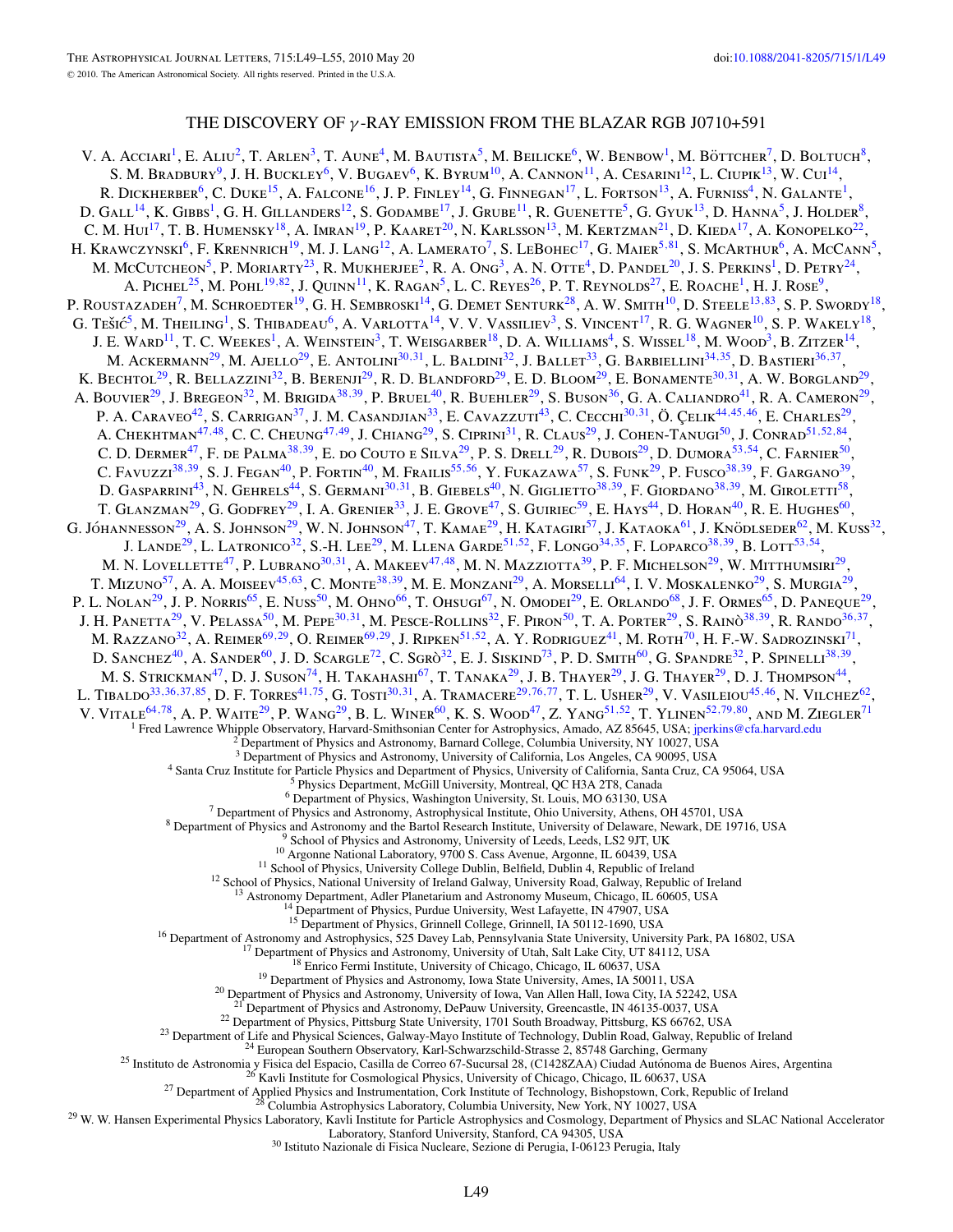# THE DISCOVERY OF $\gamma$-RAY EMISSION FROM THE BLAZAR RGB J0710+591

V. A. Acciari[1], E. Aliu[2], T. Arlen[3], T. Aune[4], M. Bautista[5], M. Beilicke[6], W. Benbow[1], M. Böttcher[7], D. Boltuch[8], S. M. Bradbury[9], J. H. Buckley[6], V. Bugaev[6], K. Byrum[10], A. Cannon[11], A. Cesarini[12], L. Ciupik[13], W. Cui[14], R. Dickherber[6], C. Duke[15], A. Falcone[16], J. P. Finley[14], G. Finnegan[17], L. Fortson[13], A. Furniss[4], N. Galante[1], D. Gall[14], K. Gibbs[1], G. H. Gillanders[12], S. Godambe[17], J. Grube[11], R. Guenette[5], G. Gyuk[13], D. Hanna[5], J. Holder[8], C. M. Hui[17], T. B. Humensky[18], A. Imran[19], P. Kaaret[20], N. Karlsson[13], M. Kertzman[21], D. Kieda[17], A. Konopelko[22], H. Krawczynski[6], F. Krennrich[19], M. J. Lang[12], A. Lamerato[7], S. LeBohec[17], G. Maier[5,81], S. McArthur[6], A. McCann[5], M. McCutcheon[5], P. Moriarty[23], R. Mukherjee[2], R. A. Ong[3], A. N. Otte[4], D. Pandel[20], J. S. Perkins[1], D. Petry[24], A. Pichel[25], M. Pohl[19,82], J. Quinn[11], K. Ragan[5], L. C. Reyes[26], P. T. Reynolds[27], E. Roache[1], H. J. Rose[9], P. Roustazadeh[7], M. Schroedter[19], G. H. Sembroski[14], G. Demet Senturk[28], A. W. Smith[10], D. Steele[13,83], S. P. Swordy[18], G. Tešić[5], M. Theiling[1], S. Thibadeau[6], A. Varlotta[14], V. V. Vassiliev[3], S. Vincent[17], R. G. Wagner[10], S. P. Wakely[18], J. E. Ward[11], T. C. Weekes[1], A. Weinstein[3], T. Weisgarber[18], D. A. Williams[4], S. Wissel[18], M. Wood[3], B. Zitzer[14], M. Ackermann[29], M. Ajello[29], E. Antolini[30,31], L. Baldini[32], J. Ballet[33], G. Barbiellini[34,35], D. Bastieri[36,37], K. Bechtol[29], R. Bellazzini[32], B. Berenji[29], R. D. Blandford[29], E. D. Bloom[29], E. Bonamente[30,31], A. W. Borgland[29], A. Bouvier[29], J. Bregeon[32], M. Brigida[38,39], P. Bruel[40], R. Buehler[29], S. Buson[36], G. A. Caliandro[41], R. A. Cameron[29], P. A. Caraveo[42], S. Carrigan[37], J. M. Casandjian[33], E. Cavazzuti[43], C. Cecchi[30,31], Ö. Çelik[44,45,46], E. Charles[29], A. Chekhtman[47,48], C. C. Cheung[47,49], J. Chiang[29], S. Ciprini[31], R. Claus[29], J. Cohen-Tanugi[50], J. Conrad[51,52,84], C. D. Dermer[47], F. de Palma[38,39], E. do Couto e Silva[29], P. S. Drell[29], R. Dubois[29], D. Dumora[53,54], C. Farnier[50], C. Favuzzi[38,39], S. J. Fegan[40], P. Fortin[40], M. Frailis[55,56], Y. Fukazawa[57], S. Funk[29], P. Fusco[38,39], F. Gargano[39], D. Gasparrini[43], N. Gehrels[44], S. Germani[30,31], B. Giebels[40], N. Giglietto[38,39], F. Giordano[38,39], M. Giroletti[58], T. Glanzman[29], G. Godfrey[29], I. A. Grenier[33], J. E. Grove[47], S. Guiriec[59], E. Hays[44], D. Horan[40], R. E. Hughes[60], G. Jóhannesson[29], A. S. Johnson[29], W. N. Johnson[47], T. Kamae[29], H. Katagiri[57], J. Kataoka[61], J. Knödlseder[62], M. Kuss[32], J. Lande[29], L. Latronico[32], S.-H. Lee[29], M. Llena Garde[51,52], F. Longo[34,35], F. Loparco[38,39], B. Lott[53,54], M. N. Lovellette[47], P. Lubrano[30,31], A. Makeev[47,48], M. N. Mazziotta[39], P. F. Michelson[29], W. Mitthumsiri[29], T. Mizuno[57], A. A. Moiseev[45,63], C. Monte[38,39], M. E. Monzani[29], A. Morselli[64], I. V. Moskalenko[29], S. Murgia[29], P. L. Nolan[29], J. P. Norris[65], E. Nuss[50], M. Ohno[66], T. Ohsugi[67], N. Omodei[29], E. Orlando[68], J. F. Ormes[65], D. Paneque[29], J. H. Panetta[29], V. Pelassa[50], M. Pepe[30,31], M. Pesce-Rollins[32], F. Piron[50], T. A. Porter[29], S. Rainò[38,39], R. Rando[36,37], M. Razzano[32], A. Reimer[69,29], O. Reimer[69,29], J. Ripken[51,52], A. Y. Rodriguez[41], M. Roth[70], H. F.-W. Sadrozinski[71], D. Sanchez[40], A. Sander[60], J. D. Scargle[72], C. Sgrò[32], E. J. Siskind[73], P. D. Smith[60], G. Spandre[32], P. Spinelli[38,39], M. S. Strickman[47], D. J. Suson[74], H. Takahashi[67], T. Tanaka[29], J. B. Thayer[29], J. G. Thayer[29], D. J. Thompson[44], L. Tibaldo[33,36,37,85], D. F. Torres[41,75], G. Tosti[30,31], A. Tramacere[29,76,77], T. L. Usher[29], V. Vasileiou[45,46], N. Vilchez[62], V. Vitale[64,78], A. P. Waite[29], P. Wang[29], B. L. Winer[60], K. S. Wood[47], Z. Yang[51,52], T. Ylinen[52,79,80], and M. Ziegler[71]

[1] Fred Lawrence Whipple Observatory, Harvard-Smithsonian Center for Astrophysics, Amado, AZ 85645, USA; jperkins@cfa.harvard.edu
[2] Department of Physics and Astronomy, Barnard College, Columbia University, NY 10027, USA
[3] Department of Physics and Astronomy, University of California, Los Angeles, CA 90095, USA
[4] Santa Cruz Institute for Particle Physics and Department of Physics, University of California, Santa Cruz, CA 95064, USA
[5] Physics Department, McGill University, Montreal, QC H3A 2T8, Canada
[6] Department of Physics, Washington University, St. Louis, MO 63130, USA
[7] Department of Physics and Astronomy, Astrophysical Institute, Ohio University, Athens, OH 45701, USA
[8] Department of Physics and Astronomy and the Bartol Research Institute, University of Delaware, Newark, DE 19716, USA
[9] School of Physics and Astronomy, University of Leeds, Leeds, LS2 9JT, UK
[10] Argonne National Laboratory, 9700 S. Cass Avenue, Argonne, IL 60439, USA
[11] School of Physics, University College Dublin, Belfield, Dublin 4, Republic of Ireland
[12] School of Physics, National University of Ireland Galway, University Road, Galway, Republic of Ireland
[13] Astronomy Department, Adler Planetarium and Astronomy Museum, Chicago, IL 60605, USA
[14] Department of Physics, Purdue University, West Lafayette, IN 47907, USA
[15] Department of Physics, Grinnell College, Grinnell, IA 50112-1690, USA
[16] Department of Astronomy and Astrophysics, 525 Davey Lab, Pennsylvania State University, University Park, PA 16802, USA
[17] Department of Physics and Astronomy, University of Utah, Salt Lake City, UT 84112, USA
[18] Enrico Fermi Institute, University of Chicago, Chicago, IL 60637, USA
[19] Department of Physics and Astronomy, Iowa State University, Ames, IA 50011, USA
[20] Department of Physics and Astronomy, University of Iowa, Van Allen Hall, Iowa City, IA 52242, USA
[21] Department of Physics and Astronomy, DePauw University, Greencastle, IN 46135-0037, USA
[22] Department of Physics, Pittsburg State University, 1701 South Broadway, Pittsburg, KS 66762, USA
[23] Department of Life and Physical Sciences, Galway-Mayo Institute of Technology, Dublin Road, Galway, Republic of Ireland
[24] European Southern Observatory, Karl-Schwarzschild-Strasse 2, 85748 Garching, Germany
[25] Instituto de Astronomia y Fisica del Espacio, Casilla de Correo 67-Sucursal 28, (C1428ZAA) Ciudad Autónoma de Buenos Aires, Argentina
[26] Kavli Institute for Cosmological Physics, University of Chicago, Chicago, IL 60637, USA
[27] Department of Applied Physics and Instrumentation, Cork Institute of Technology, Bishopstown, Cork, Republic of Ireland
[28] Columbia Astrophysics Laboratory, Columbia University, New York, NY 10027, USA
[29] W. W. Hansen Experimental Physics Laboratory, Kavli Institute for Particle Astrophysics and Cosmology, Department of Physics and SLAC National Accelerator Laboratory, Stanford University, Stanford, CA 94305, USA
[30] Istituto Nazionale di Fisica Nucleare, Sezione di Perugia, I-06123 Perugia, Italy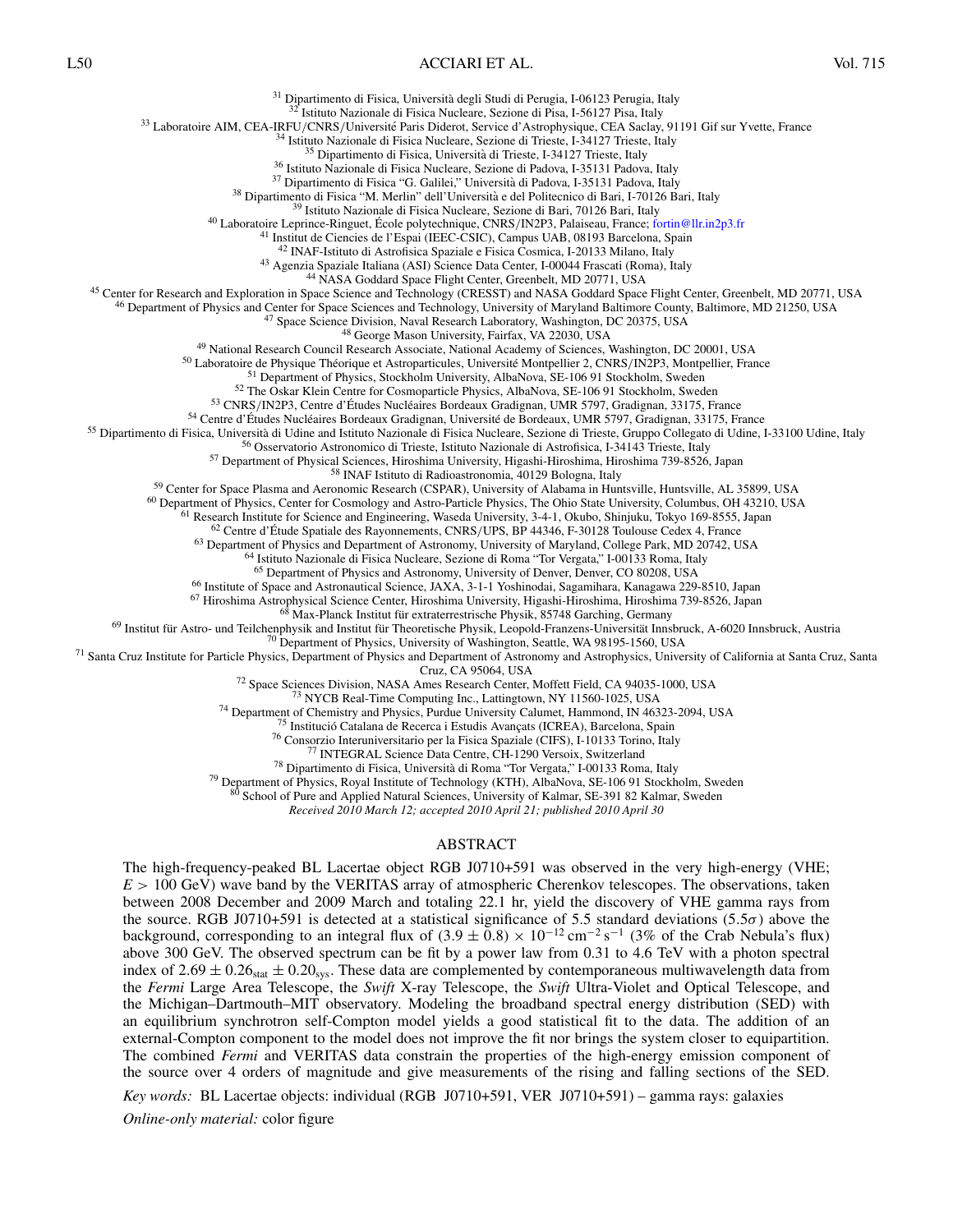[31] Dipartimento di Fisica, Università degli Studi di Perugia, I-06123 Perugia, Italy
[32] Istituto Nazionale di Fisica Nucleare, Sezione di Pisa, I-56127 Pisa, Italy
[33] Laboratoire AIM, CEA-IRFU/CNRS/Université Paris Diderot, Service d'Astrophysique, CEA Saclay, 91191 Gif sur Yvette, France
[34] Istituto Nazionale di Fisica Nucleare, Sezione di Trieste, I-34127 Trieste, Italy
[35] Dipartimento di Fisica, Università di Trieste, I-34127 Trieste, Italy
[36] Istituto Nazionale di Fisica Nucleare, Sezione di Padova, I-35131 Padova, Italy
[37] Dipartimento di Fisica "G. Galilei," Università di Padova, I-35131 Padova, Italy
[38] Dipartimento di Fisica "M. Merlin" dell'Università e del Politecnico di Bari, I-70126 Bari, Italy
[39] Istituto Nazionale di Fisica Nucleare, Sezione di Bari, 70126 Bari, Italy
[40] Laboratoire Leprince-Ringuet, École polytechnique, CNRS/IN2P3, Palaiseau, France; fortin@llr.in2p3.fr
[41] Institut de Ciencies de l'Espai (IEEC-CSIC), Campus UAB, 08193 Barcelona, Spain
[42] INAF-Istituto di Astrofisica Spaziale e Fisica Cosmica, I-20133 Milano, Italy
[43] Agenzia Spaziale Italiana (ASI) Science Data Center, I-00044 Frascati (Roma), Italy
[44] NASA Goddard Space Flight Center, Greenbelt, MD 20771, USA
[45] Center for Research and Exploration in Space Science and Technology (CRESST) and NASA Goddard Space Flight Center, Greenbelt, MD 20771, USA
[46] Department of Physics and Center for Space Sciences and Technology, University of Maryland Baltimore County, Baltimore, MD 21250, USA
[47] Space Science Division, Naval Research Laboratory, Washington, DC 20375, USA
[48] George Mason University, Fairfax, VA 22030, USA
[49] National Research Council Research Associate, National Academy of Sciences, Washington, DC 20001, USA
[50] Laboratoire de Physique Théorique et Astroparticules, Université Montpellier 2, CNRS/IN2P3, Montpellier, France
[51] Department of Physics, Stockholm University, AlbaNova, SE-106 91 Stockholm, Sweden
[52] The Oskar Klein Centre for Cosmoparticle Physics, AlbaNova, SE-106 91 Stockholm, Sweden
[53] CNRS/IN2P3, Centre d'Études Nucléaires Bordeaux Gradignan, UMR 5797, Gradignan, 33175, France
[54] Centre d'Études Nucléaires Bordeaux Gradignan, Université de Bordeaux, UMR 5797, Gradignan, 33175, France
[55] Dipartimento di Fisica, Università di Udine and Istituto Nazionale di Fisica Nucleare, Sezione di Trieste, Gruppo Collegato di Udine, I-33100 Udine, Italy
[56] Osservatorio Astronomico di Trieste, Istituto Nazionale di Astrofisica, I-34143 Trieste, Italy
[57] Department of Physical Sciences, Hiroshima University, Higashi-Hiroshima, Hiroshima 739-8526, Japan
[58] INAF Istituto di Radioastronomia, 40129 Bologna, Italy
[59] Center for Space Plasma and Aeronomic Research (CSPAR), University of Alabama in Huntsville, Huntsville, AL 35899, USA
[60] Department of Physics, Center for Cosmology and Astro-Particle Physics, The Ohio State University, Columbus, OH 43210, USA
[61] Research Institute for Science and Engineering, Waseda University, 3-4-1, Okubo, Shinjuku, Tokyo 169-8555, Japan
[62] Centre d'Étude Spatiale des Rayonnements, CNRS/UPS, BP 44346, F-30128 Toulouse Cedex 4, France
[63] Department of Physics and Department of Astronomy, University of Maryland, College Park, MD 20742, USA
[64] Istituto Nazionale di Fisica Nucleare, Sezione di Roma "Tor Vergata," I-00133 Roma, Italy
[65] Department of Physics and Astronomy, University of Denver, Denver, CO 80208, USA
[66] Institute of Space and Astronautical Science, JAXA, 3-1-1 Yoshinodai, Sagamihara, Kanagawa 229-8510, Japan
[67] Hiroshima Astrophysical Science Center, Hiroshima University, Higashi-Hiroshima, Hiroshima 739-8526, Japan
[68] Max-Planck Institut für extraterrestrische Physik, 85748 Garching, Germany
[69] Institut für Astro- und Teilchenphysik and Institut für Theoretische Physik, Leopold-Franzens-Universität Innsbruck, A-6020 Innsbruck, Austria
[70] Department of Physics, University of Washington, Seattle, WA 98195-1560, USA
[71] Santa Cruz Institute for Particle Physics, Department of Physics and Department of Astronomy and Astrophysics, University of California at Santa Cruz, Santa Cruz, CA 95064, USA
[72] Space Sciences Division, NASA Ames Research Center, Moffett Field, CA 94035-1000, USA
[73] NYCB Real-Time Computing Inc., Lattingtown, NY 11560-1025, USA
[74] Department of Chemistry and Physics, Purdue University Calumet, Hammond, IN 46323-2094, USA
[75] Institució Catalana de Recerca i Estudis Avançats (ICREA), Barcelona, Spain
[76] Consorzio Interuniversitario per la Fisica Spaziale (CIFS), I-10133 Torino, Italy
[77] INTEGRAL Science Data Centre, CH-1290 Versoix, Switzerland
[78] Dipartimento di Fisica, Università di Roma "Tor Vergata," I-00133 Roma, Italy
[79] Department of Physics, Royal Institute of Technology (KTH), AlbaNova, SE-106 91 Stockholm, Sweden
[80] School of Pure and Applied Natural Sciences, University of Kalmar, SE-391 82 Kalmar, Sweden

*Received 2010 March 12; accepted 2010 April 21; published 2010 April 30*

## ABSTRACT

The high-frequency-peaked BL Lacertae object RGB J0710+591 was observed in the very high-energy (VHE; $E > 100$ GeV) wave band by the VERITAS array of atmospheric Cherenkov telescopes. The observations, taken between 2008 December and 2009 March and totaling 22.1 hr, yield the discovery of VHE gamma rays from the source. RGB J0710+591 is detected at a statistical significance of 5.5 standard deviations ($5.5\sigma$) above the background, corresponding to an integral flux of $(3.9 \pm 0.8) \times 10^{-12}\,\mathrm{cm}^{-2}\,\mathrm{s}^{-1}$ (3% of the Crab Nebula's flux) above 300 GeV. The observed spectrum can be fit by a power law from 0.31 to 4.6 TeV with a photon spectral index of $2.69 \pm 0.26_{\mathrm{stat}} \pm 0.20_{\mathrm{sys}}$. These data are complemented by contemporaneous multiwavelength data from the *Fermi* Large Area Telescope, the *Swift* X-ray Telescope, the *Swift* Ultra-Violet and Optical Telescope, and the Michigan–Dartmouth–MIT observatory. Modeling the broadband spectral energy distribution (SED) with an equilibrium synchrotron self-Compton model yields a good statistical fit to the data. The addition of an external-Compton component to the model does not improve the fit nor brings the system closer to equipartition. The combined *Fermi* and VERITAS data constrain the properties of the high-energy emission component of the source over 4 orders of magnitude and give measurements of the rising and falling sections of the SED.

*Key words:* BL Lacertae objects: individual (RGB J0710+591, VER J0710+591) – gamma rays: galaxies

*Online-only material:* color figure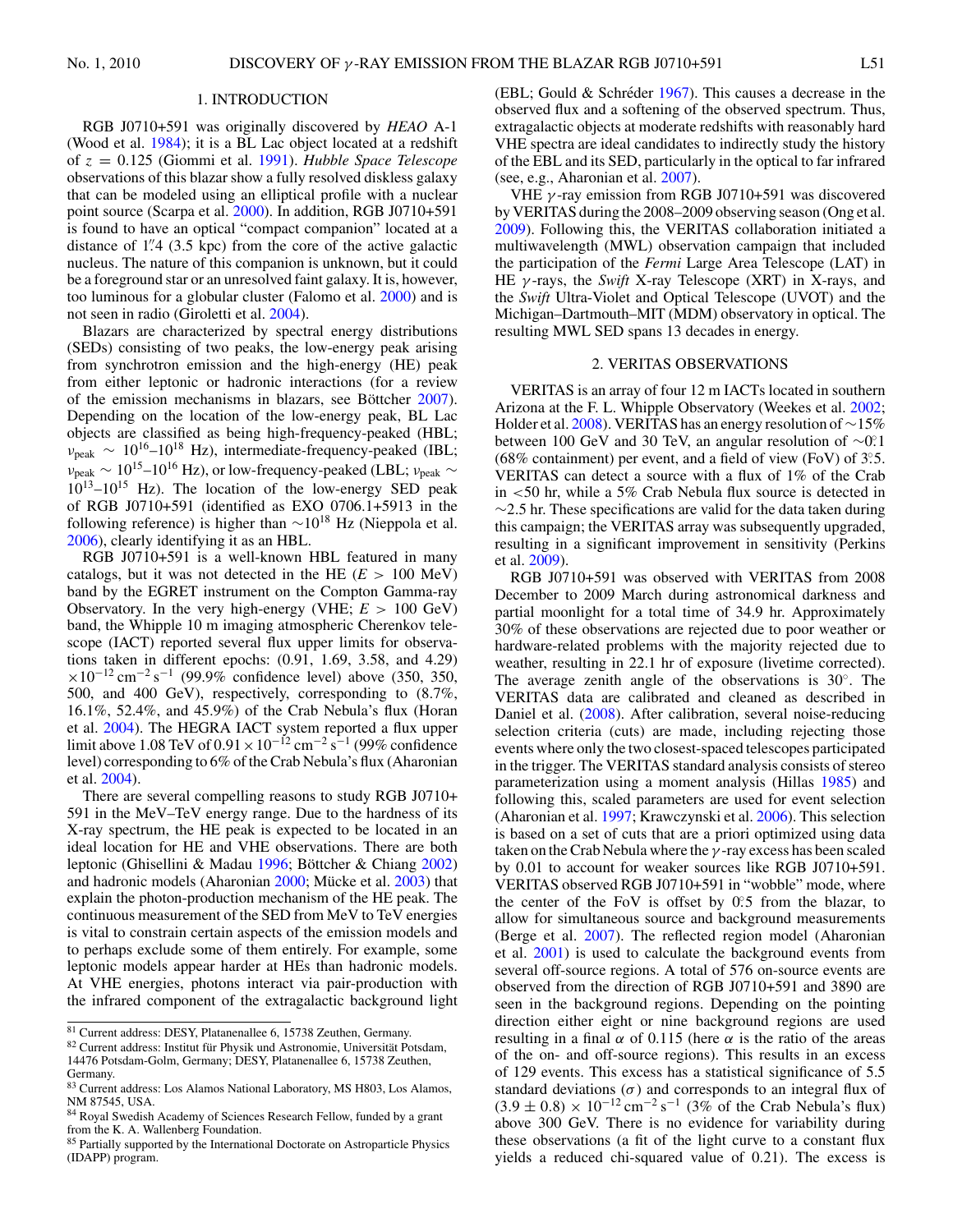## 1. INTRODUCTION

RGB J0710+591 was originally discovered by *HEAO* A-1 (Wood et al. 1984); it is a BL Lac object located at a redshift of $z = 0.125$ (Giommi et al. 1991). *Hubble Space Telescope* observations of this blazar show a fully resolved diskless galaxy that can be modeled using an elliptical profile with a nuclear point source (Scarpa et al. 2000). In addition, RGB J0710+591 is found to have an optical "compact companion" located at a distance of 1.″4 (3.5 kpc) from the core of the active galactic nucleus. The nature of this companion is unknown, but it could be a foreground star or an unresolved faint galaxy. It is, however, too luminous for a globular cluster (Falomo et al. 2000) and is not seen in radio (Giroletti et al. 2004).

Blazars are characterized by spectral energy distributions (SEDs) consisting of two peaks, the low-energy peak arising from synchrotron emission and the high-energy (HE) peak from either leptonic or hadronic interactions (for a review of the emission mechanisms in blazars, see Böttcher 2007). Depending on the location of the low-energy peak, BL Lac objects are classified as being high-frequency-peaked (HBL; $\nu_{\rm peak} \sim 10^{16}$–$10^{18}$ Hz), intermediate-frequency-peaked (IBL; $\nu_{\rm peak} \sim 10^{15}$–$10^{16}$ Hz), or low-frequency-peaked (LBL; $\nu_{\rm peak} \sim 10^{13}$–$10^{15}$ Hz). The location of the low-energy SED peak of RGB J0710+591 (identified as EXO 0706.1+5913 in the following reference) is higher than $\sim 10^{18}$ Hz (Nieppola et al. 2006), clearly identifying it as an HBL.

RGB J0710+591 is a well-known HBL featured in many catalogs, but it was not detected in the HE ($E > 100$ MeV) band by the EGRET instrument on the Compton Gamma-ray Observatory. In the very high-energy (VHE; $E > 100$ GeV) band, the Whipple 10 m imaging atmospheric Cherenkov telescope (IACT) reported several flux upper limits for observations taken in different epochs: (0.91, 1.69, 3.58, and 4.29) $\times 10^{-12}$ cm$^{-2}$ s$^{-1}$ (99.9% confidence level) above (350, 350, 500, and 400 GeV), respectively, corresponding to (8.7%, 16.1%, 52.4%, and 45.9%) of the Crab Nebula's flux (Horan et al. 2004). The HEGRA IACT system reported a flux upper limit above 1.08 TeV of $0.91 \times 10^{-12}$ cm$^{-2}$ s$^{-1}$ (99% confidence level) corresponding to 6% of the Crab Nebula's flux (Aharonian et al. 2004).

There are several compelling reasons to study RGB J0710+591 in the MeV–TeV energy range. Due to the hardness of its X-ray spectrum, the HE peak is expected to be located in an ideal location for HE and VHE observations. There are both leptonic (Ghisellini & Madau 1996; Böttcher & Chiang 2002) and hadronic models (Aharonian 2000; Mücke et al. 2003) that explain the photon-production mechanism of the HE peak. The continuous measurement of the SED from MeV to TeV energies is vital to constrain certain aspects of the emission models and to perhaps exclude some of them entirely. For example, some leptonic models appear harder at HEs than hadronic models. At VHE energies, photons interact via pair-production with the infrared component of the extragalactic background light (EBL; Gould & Schréder 1967). This causes a decrease in the observed flux and a softening of the observed spectrum. Thus, extragalactic objects at moderate redshifts with reasonably hard VHE spectra are ideal candidates to indirectly study the history of the EBL and its SED, particularly in the optical to far infrared (see, e.g., Aharonian et al. 2007).

VHE $\gamma$-ray emission from RGB J0710+591 was discovered by VERITAS during the 2008–2009 observing season (Ong et al. 2009). Following this, the VERITAS collaboration initiated a multiwavelength (MWL) observation campaign that included the participation of the *Fermi* Large Area Telescope (LAT) in HE $\gamma$-rays, the *Swift* X-ray Telescope (XRT) in X-rays, and the *Swift* Ultra-Violet and Optical Telescope (UVOT) and the Michigan–Dartmouth–MIT (MDM) observatory in optical. The resulting MWL SED spans 13 decades in energy.

## 2. VERITAS OBSERVATIONS

VERITAS is an array of four 12 m IACTs located in southern Arizona at the F. L. Whipple Observatory (Weekes et al. 2002; Holder et al. 2008). VERITAS has an energy resolution of $\sim$15% between 100 GeV and 30 TeV, an angular resolution of $\sim$0.°1 (68% containment) per event, and a field of view (FoV) of 3.°5. VERITAS can detect a source with a flux of 1% of the Crab in $<$50 hr, while a 5% Crab Nebula flux source is detected in $\sim$2.5 hr. These specifications are valid for the data taken during this campaign; the VERITAS array was subsequently upgraded, resulting in a significant improvement in sensitivity (Perkins et al. 2009).

RGB J0710+591 was observed with VERITAS from 2008 December to 2009 March during astronomical darkness and partial moonlight for a total time of 34.9 hr. Approximately 30% of these observations are rejected due to poor weather or hardware-related problems with the majority rejected due to weather, resulting in 22.1 hr of exposure (livetime corrected). The average zenith angle of the observations is 30°. The VERITAS data are calibrated and cleaned as described in Daniel et al. (2008). After calibration, several noise-reducing selection criteria (cuts) are made, including rejecting those events where only the two closest-spaced telescopes participated in the trigger. The VERITAS standard analysis consists of stereo parameterization using a moment analysis (Hillas 1985) and following this, scaled parameters are used for event selection (Aharonian et al. 1997; Krawczynski et al. 2006). This selection is based on a set of cuts that are a priori optimized using data taken on the Crab Nebula where the $\gamma$-ray excess has been scaled by 0.01 to account for weaker sources like RGB J0710+591. VERITAS observed RGB J0710+591 in "wobble" mode, where the center of the FoV is offset by 0.°5 from the blazar, to allow for simultaneous source and background measurements (Berge et al. 2007). The reflected region model (Aharonian et al. 2001) is used to calculate the background events from several off-source regions. A total of 576 on-source events are observed from the direction of RGB J0710+591 and 3890 are seen in the background regions. Depending on the pointing direction either eight or nine background regions are used resulting in a final $\alpha$ of 0.115 (here $\alpha$ is the ratio of the areas of the on- and off-source regions). This results in an excess of 129 events. This excess has a statistical significance of 5.5 standard deviations ($\sigma$) and corresponds to an integral flux of $(3.9 \pm 0.8) \times 10^{-12}$ cm$^{-2}$ s$^{-1}$ (3% of the Crab Nebula's flux) above 300 GeV. There is no evidence for variability during these observations (a fit of the light curve to a constant flux yields a reduced chi-squared value of 0.21). The excess is

---

[81] Current address: DESY, Platanenallee 6, 15738 Zeuthen, Germany.

[82] Current address: Institut für Physik und Astronomie, Universität Potsdam, 14476 Potsdam-Golm, Germany; DESY, Platanenallee 6, 15738 Zeuthen, Germany.

[83] Current address: Los Alamos National Laboratory, MS H803, Los Alamos, NM 87545, USA.

[84] Royal Swedish Academy of Sciences Research Fellow, funded by a grant from the K. A. Wallenberg Foundation.

[85] Partially supported by the International Doctorate on Astroparticle Physics (IDAPP) program.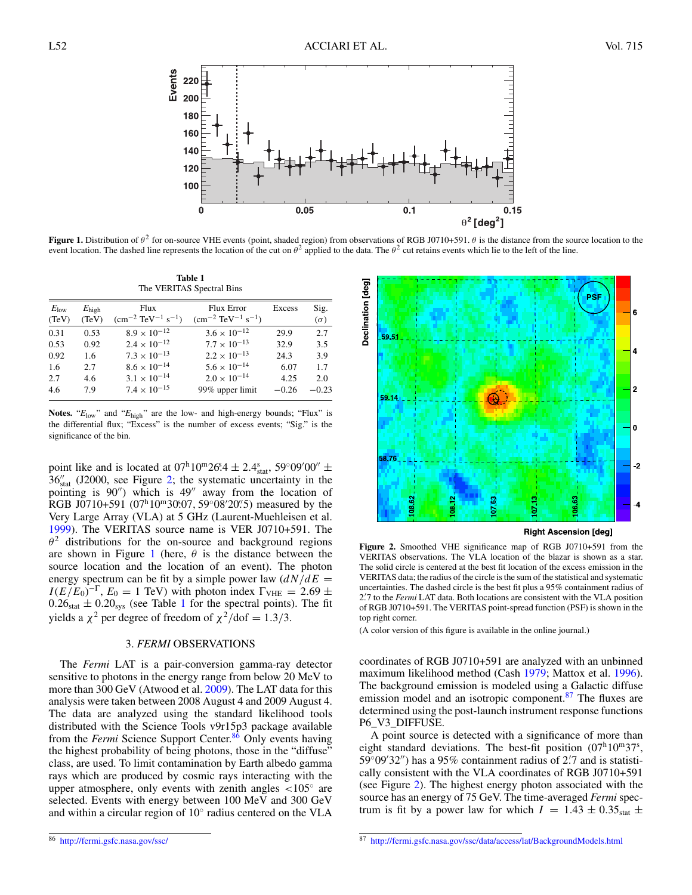**Figure 1.** Distribution of $\theta^2$ for on-source VHE events (point, shaded region) from observations of RGB J0710+591. $\theta$ is the distance from the source location to the event location. The dashed line represents the location of the cut on $\theta^2$ applied to the data. The $\theta^2$ cut retains events which lie to the left of the line.

**Table 1**
The VERITAS Spectral Bins

| $E_{\rm low}$ (TeV) | $E_{\rm high}$ (TeV) | Flux ($\rm cm^{-2}\ TeV^{-1}\ s^{-1}$) | Flux Error ($\rm cm^{-2}\ TeV^{-1}\ s^{-1}$) | Excess | Sig. ($\sigma$) |
|---|---|---|---|---|---|
| 0.31 | 0.53 | $8.9 \times 10^{-12}$ | $3.6 \times 10^{-12}$ | 29.9 | 2.7 |
| 0.53 | 0.92 | $2.4 \times 10^{-12}$ | $7.7 \times 10^{-13}$ | 32.9 | 3.5 |
| 0.92 | 1.6 | $7.3 \times 10^{-13}$ | $2.2 \times 10^{-13}$ | 24.3 | 3.9 |
| 1.6 | 2.7 | $8.6 \times 10^{-14}$ | $5.6 \times 10^{-14}$ | 6.07 | 1.7 |
| 2.7 | 4.6 | $3.1 \times 10^{-14}$ | $2.0 \times 10^{-14}$ | 4.25 | 2.0 |
| 4.6 | 7.9 | $7.4 \times 10^{-15}$ | 99% upper limit | −0.26 | −0.23 |

**Notes.** "$E_{\rm low}$" and "$E_{\rm high}$" are the low- and high-energy bounds; "Flux" is the differential flux; "Excess" is the number of excess events; "Sig." is the significance of the bin.

point like and is located at $07^{\rm h}10^{\rm m}26^{\rm s}.4 \pm 2.4^{\rm s}_{\rm stat}$, $59°09'00'' \pm 36''_{\rm stat}$ (J2000, see Figure 2; the systematic uncertainty in the pointing is 90″) which is 49″ away from the location of RGB J0710+591 ($07^{\rm h}10^{\rm m}30^{\rm s}.07$, $59°08'20''.5$) measured by the Very Large Array (VLA) at 5 GHz (Laurent-Muehleisen et al. 1999). The VERITAS source name is VER J0710+591. The $\theta^2$ distributions for the on-source and background regions are shown in Figure 1 (here, $\theta$ is the distance between the source location and the location of an event). The photon energy spectrum can be fit by a simple power law ($dN/dE = I(E/E_0)^{-\Gamma}$, $E_0 = 1$ TeV) with photon index $\Gamma_{\rm VHE} = 2.69 \pm 0.26_{\rm stat} \pm 0.20_{\rm sys}$ (see Table 1 for the spectral points). The fit yields a $\chi^2$ per degree of freedom of $\chi^2/{\rm dof} = 1.3/3$.

## 3. *FERMI* OBSERVATIONS

The *Fermi* LAT is a pair-conversion gamma-ray detector sensitive to photons in the energy range from below 20 MeV to more than 300 GeV (Atwood et al. 2009). The LAT data for this analysis were taken between 2008 August 4 and 2009 August 4. The data are analyzed using the standard likelihood tools distributed with the Science Tools v9r15p3 package available from the *Fermi* Science Support Center.[86] Only events having the highest probability of being photons, those in the "diffuse" class, are used. To limit contamination by Earth albedo gamma rays which are produced by cosmic rays interacting with the upper atmosphere, only events with zenith angles <105° are selected. Events with energy between 100 MeV and 300 GeV and within a circular region of 10° radius centered on the VLA coordinates of RGB J0710+591 are analyzed with an unbinned maximum likelihood method (Cash 1979; Mattox et al. 1996). The background emission is modeled using a Galactic diffuse emission model and an isotropic component.[87] The fluxes are determined using the post-launch instrument response functions P6_V3_DIFFUSE.

**Figure 2.** Smoothed VHE significance map of RGB J0710+591 from the VERITAS observations. The VLA location of the blazar is shown as a star. The solid circle is centered at the best fit location of the excess emission in the VERITAS data; the radius of the circle is the sum of the statistical and systematic uncertainties. The dashed circle is the best fit plus a 95% containment radius of 2′.7 to the *Fermi* LAT data. Both locations are consistent with the VLA position of RGB J0710+591. The VERITAS point-spread function (PSF) is shown in the top right corner.

(A color version of this figure is available in the online journal.)

A point source is detected with a significance of more than eight standard deviations. The best-fit position ($07^{\rm h}10^{\rm m}37^{\rm s}$, $59°09'32''$) has a 95% containment radius of 2′.7 and is statistically consistent with the VLA coordinates of RGB J0710+591 (see Figure 2). The highest energy photon associated with the source has an energy of 75 GeV. The time-averaged *Fermi* spectrum is fit by a power law for which $I = 1.43 \pm 0.35_{\rm stat} \pm$

[86] http://fermi.gsfc.nasa.gov/ssc/

[87] http://fermi.gsfc.nasa.gov/ssc/data/access/lat/BackgroundModels.html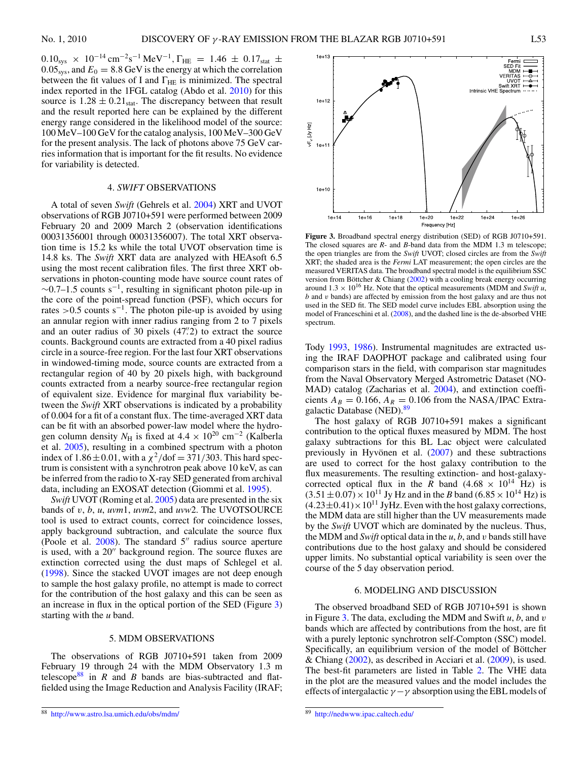$0.10_{\rm sys} \times 10^{-14}$ cm$^{-2}$s$^{-1}$ MeV$^{-1}$, $\Gamma_{\rm HE} = 1.46 \pm 0.17_{\rm stat} \pm 0.05_{\rm sys}$, and $E_0 = 8.8$ GeV is the energy at which the correlation between the fit values of I and $\Gamma_{\rm HE}$ is minimized. The spectral index reported in the 1FGL catalog (Abdo et al. 2010) for this source is $1.28 \pm 0.21_{\rm stat}$. The discrepancy between that result and the result reported here can be explained by the different energy range considered in the likelihood model of the source: 100 MeV–100 GeV for the catalog analysis, 100 MeV–300 GeV for the present analysis. The lack of photons above 75 GeV carries information that is important for the fit results. No evidence for variability is detected.

## 4. *SWIFT* OBSERVATIONS

A total of seven *Swift* (Gehrels et al. 2004) XRT and UVOT observations of RGB J0710+591 were performed between 2009 February 20 and 2009 March 2 (observation identifications 00031356001 through 00031356007). The total XRT observation time is 15.2 ks while the total UVOT observation time is 14.8 ks. The *Swift* XRT data are analyzed with HEAsoft 6.5 using the most recent calibration files. The first three XRT observations in photon-counting mode have source count rates of $\sim$0.7–1.5 counts s$^{-1}$, resulting in significant photon pile-up in the core of the point-spread function (PSF), which occurs for rates >0.5 counts s$^{-1}$. The photon pile-up is avoided by using an annular region with inner radius ranging from 2 to 7 pixels and an outer radius of 30 pixels (47.″2) to extract the source counts. Background counts are extracted from a 40 pixel radius circle in a source-free region. For the last four XRT observations in windowed-timing mode, source counts are extracted from a rectangular region of 40 by 20 pixels high, with background counts extracted from a nearby source-free rectangular region of equivalent size. Evidence for marginal flux variability between the *Swift* XRT observations is indicated by a probability of 0.004 for a fit of a constant flux. The time-averaged XRT data can be fit with an absorbed power-law model where the hydrogen column density $N_{\rm H}$ is fixed at $4.4 \times 10^{20}$ cm$^{-2}$ (Kalberla et al. 2005), resulting in a combined spectrum with a photon index of $1.86 \pm 0.01$, with a $\chi^2/{\rm dof} = 371/303$. This hard spectrum is consistent with a synchrotron peak above 10 keV, as can be inferred from the radio to X-ray SED generated from archival data, including an EXOSAT detection (Giommi et al. 1995).

*Swift* UVOT (Roming et al. 2005) data are presented in the six bands of *v*, *b*, *u*, *uvm*1, *uvm*2, and *uvw*2. The UVOTSOURCE tool is used to extract counts, correct for coincidence losses, apply background subtraction, and calculate the source flux (Poole et al. 2008). The standard 5″ radius source aperture is used, with a 20″ background region. The source fluxes are extinction corrected using the dust maps of Schlegel et al. (1998). Since the stacked UVOT images are not deep enough to sample the host galaxy profile, no attempt is made to correct for the contribution of the host galaxy and this can be seen as an increase in flux in the optical portion of the SED (Figure 3) starting with the *u* band.

## 5. MDM OBSERVATIONS

The observations of RGB J0710+591 taken from 2009 February 19 through 24 with the MDM Observatory 1.3 m telescope[88] in *R* and *B* bands are bias-subtracted and flat-fielded using the Image Reduction and Analysis Facility (IRAF; Tody 1993, 1986). Instrumental magnitudes are extracted using the IRAF DAOPHOT package and calibrated using four comparison stars in the field, with comparison star magnitudes from the Naval Observatory Merged Astrometric Dataset (NOMAD) catalog (Zacharias et al. 2004), and extinction coefficients $A_B = 0.166$, $A_R = 0.106$ from the NASA/IPAC Extragalactic Database (NED).[89]

The host galaxy of RGB J0710+591 makes a significant contribution to the optical fluxes measured by MDM. The host galaxy subtractions for this BL Lac object were calculated previously in Hyvönen et al. (2007) and these subtractions are used to correct for the host galaxy contribution to the flux measurements. The resulting extinction- and host-galaxy-corrected optical flux in the *R* band ($4.68 \times 10^{14}$ Hz) is $(3.51 \pm 0.07) \times 10^{11}$ Jy Hz and in the *B* band ($6.85 \times 10^{14}$ Hz) is $(4.23 \pm 0.41) \times 10^{11}$ JyHz. Even with the host galaxy corrections, the MDM data are still higher than the UV measurements made by the *Swift* UVOT which are dominated by the nucleus. Thus, the MDM and *Swift* optical data in the *u*, *b*, and *v* bands still have contributions due to the host galaxy and should be considered upper limits. No substantial optical variability is seen over the course of the 5 day observation period.

**Figure 3.** Broadband spectral energy distribution (SED) of RGB J0710+591. The closed squares are *R*- and *B*-band data from the MDM 1.3 m telescope; the open triangles are from the *Swift* UVOT; closed circles are from the *Swift* XRT; the shaded area is the *Fermi* LAT measurement; the open circles are the measured VERITAS data. The broadband spectral model is the equilibrium SSC version from Böttcher & Chiang (2002) with a cooling break energy occurring around $1.3 \times 10^{16}$ Hz. Note that the optical measurements (MDM and *Swift* *u*, *b* and *v* bands) are affected by emission from the host galaxy and are thus not used in the SED fit. The SED model curve includes EBL absorption using the model of Franceschini et al. (2008), and the dashed line is the de-absorbed VHE spectrum.

## 6. MODELING AND DISCUSSION

The observed broadband SED of RGB J0710+591 is shown in Figure 3. The data, excluding the MDM and Swift *u*, *b*, and *v* bands which are affected by contributions from the host, are fit with a purely leptonic synchrotron self-Compton (SSC) model. Specifically, an equilibrium version of the model of Böttcher & Chiang (2002), as described in Acciari et al. (2009), is used. The best-fit parameters are listed in Table 2. The VHE data in the plot are the measured values and the model includes the effects of intergalactic $\gamma-\gamma$ absorption using the EBL models of

[88] http://www.astro.lsa.umich.edu/obs/mdm/

[89] http://nedwww.ipac.caltech.edu/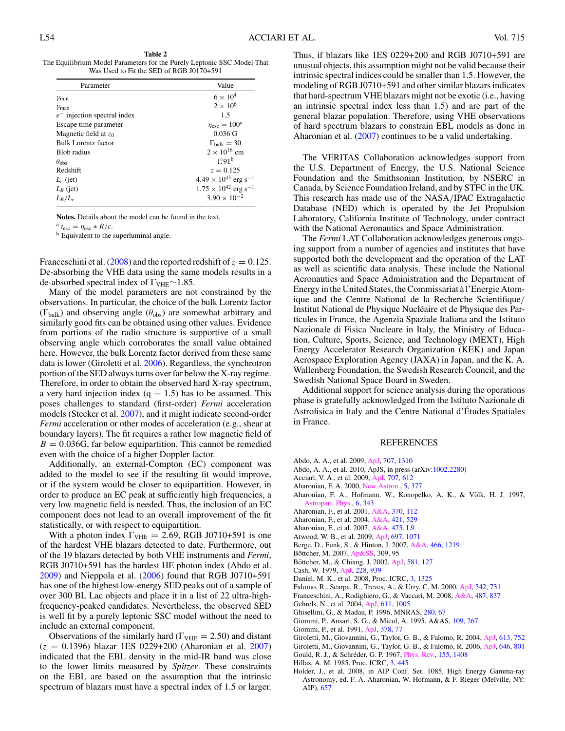**Table 2**
The Equilibrium Model Parameters for the Purely Leptonic SSC Model That Was Used to Fit the SED of RGB J0170+591

| Parameter | Value |
|---|---|
| $\gamma_{\rm min}$ | $6 \times 10^4$ |
| $\gamma_{\rm max}$ | $2 \times 10^6$ |
| $e^-$ injection spectral index | 1.5 |
| Escape time parameter | $\eta_{\rm esc} = 100$[a] |
| Magnetic field at $z_0$ | 0.036 G |
| Bulk Lorentz factor | $\Gamma_{\rm bulk} = 30$ |
| Blob radius | $2 \times 10^{16}$ cm |
| $\theta_{\rm obs}$ | $1\overset{\circ}{.}91$[b] |
| Redshift | $z = 0.125$ |
| $L_e$ (jet) | $4.49 \times 10^{43}$ erg s$^{-1}$ |
| $L_B$ (jet) | $1.75 \times 10^{42}$ erg s$^{-1}$ |
| $L_B/L_e$ | $3.90 \times 10^{-2}$ |

**Notes.** Details about the model can be found in the text.
[a] $t_{\rm esc} = \eta_{\rm esc} * R/c$.
[b] Equivalent to the superluminal angle.

Franceschini et al. (2008) and the reported redshift of $z = 0.125$. De-absorbing the VHE data using the same models results in a de-absorbed spectral index of $\Gamma_{\rm VHE}{\sim}1.85$.

Many of the model parameters are not constrained by the observations. In particular, the choice of the bulk Lorentz factor ($\Gamma_{\rm bulk}$) and observing angle ($\theta_{\rm obs}$) are somewhat arbitrary and similarly good fits can be obtained using other values. Evidence from portions of the radio structure is supportive of a small observing angle which corroborates the small value obtained here. However, the bulk Lorentz factor derived from these same data is lower (Giroletti et al. 2006). Regardless, the synchrotron portion of the SED always turns over far below the X-ray regime. Therefore, in order to obtain the observed hard X-ray spectrum, a very hard injection index (q = 1.5) has to be assumed. This poses challenges to standard (first-order) *Fermi* acceleration models (Stecker et al. 2007), and it might indicate second-order *Fermi* acceleration or other modes of acceleration (e.g., shear at boundary layers). The fit requires a rather low magnetic field of $B = 0.036$G, far below equipartition. This cannot be remedied even with the choice of a higher Doppler factor.

Additionally, an external-Compton (EC) component was added to the model to see if the resulting fit would improve, or if the system would be closer to equipartition. However, in order to produce an EC peak at sufficiently high frequencies, a very low magnetic field is needed. Thus, the inclusion of an EC component does not lead to an overall improvement of the fit statistically, or with respect to equipartition.

With a photon index $\Gamma_{\rm VHE} = 2.69$, RGB J0710+591 is one of the hardest VHE blazars detected to date. Furthermore, out of the 19 blazars detected by both VHE instruments and *Fermi*, RGB J0710+591 has the hardest HE photon index (Abdo et al. 2009) and Nieppola et al. (2006) found that RGB J0710+591 has one of the highest low-energy SED peaks out of a sample of over 300 BL Lac objects and place it in a list of 22 ultra-high-frequency-peaked candidates. Nevertheless, the observed SED is well fit by a purely leptonic SSC model without the need to include an external component.

Observations of the similarly hard ($\Gamma_{\rm VHE} = 2.50$) and distant ($z = 0.1396$) blazar 1ES 0229+200 (Aharonian et al. 2007) indicated that the EBL density in the mid-IR band was close to the lower limits measured by *Spitzer*. These constraints on the EBL are based on the assumption that the intrinsic spectrum of blazars must have a spectral index of 1.5 or larger. Thus, if blazars like 1ES 0229+200 and RGB J0710+591 are unusual objects, this assumption might not be valid because their intrinsic spectral indices could be smaller than 1.5. However, the modeling of RGB J0710+591 and other similar blazars indicates that hard-spectrum VHE blazars might not be exotic (i.e., having an intrinsic spectral index less than 1.5) and are part of the general blazar population. Therefore, using VHE observations of hard spectrum blazars to constrain EBL models as done in Aharonian et al. (2007) continues to be a valid undertaking.

The VERITAS Collaboration acknowledges support from the U.S. Department of Energy, the U.S. National Science Foundation and the Smithsonian Institution, by NSERC in Canada, by Science Foundation Ireland, and by STFC in the UK. This research has made use of the NASA/IPAC Extragalactic Database (NED) which is operated by the Jet Propulsion Laboratory, California Institute of Technology, under contract with the National Aeronautics and Space Administration.

The *Fermi* LAT Collaboration acknowledges generous ongoing support from a number of agencies and institutes that have supported both the development and the operation of the LAT as well as scientific data analysis. These include the National Aeronautics and Space Administration and the Department of Energy in the United States, the Commissariat à l'Energie Atomique and the Centre National de la Recherche Scientifique/Institut National de Physique Nucléaire et de Physique des Particules in France, the Agenzia Spaziale Italiana and the Istituto Nazionale di Fisica Nucleare in Italy, the Ministry of Education, Culture, Sports, Science, and Technology (MEXT), High Energy Accelerator Research Organization (KEK) and Japan Aerospace Exploration Agency (JAXA) in Japan, and the K. A. Wallenberg Foundation, the Swedish Research Council, and the Swedish National Space Board in Sweden.

Additional support for science analysis during the operations phase is gratefully acknowledged from the Istituto Nazionale di Astrofisica in Italy and the Centre National d'Études Spatiales in France.

## REFERENCES

Abdo, A. A., et al. 2009, ApJ, 707, 1310
Abdo, A. A., et al. 2010, ApJS, in press (arXiv:1002.2280)
Acciari, V. A., et al. 2009, ApJ, 707, 612
Aharonian, F. A. 2000, New Astron., 5, 377
Aharonian, F. A., Hofmann, W., Konopelko, A. K., & Völk, H. J. 1997, Astropart. Phys., 6, 343
Aharonian, F., et al. 2001, A&A, 370, 112
Aharonian, F., et al. 2004, A&A, 421, 529
Aharonian, F., et al. 2007, A&A, 475, L9
Atwood, W. B., et al. 2009, ApJ, 697, 1071
Berge, D., Funk, S., & Hinton, J. 2007, A&A, 466, 1219
Böttcher, M. 2007, Ap&SS, 309, 95
Böttcher, M., & Chiang, J. 2002, ApJ, 581, 127
Cash, W. 1979, ApJ, 228, 939
Daniel, M. K., et al. 2008, Proc. ICRC, 3, 1325
Falomo, R., Scarpa, R., Treves, A., & Urry, C. M. 2000, ApJ, 542, 731
Franceschini, A., Rodighiero, G., & Vaccari, M. 2008, A&A, 487, 837
Gehrels, N., et al. 2004, ApJ, 611, 1005
Ghisellini, G., & Madau, P. 1996, MNRAS, 280, 67
Giommi, P., Ansari, S. G., & Micol, A. 1995, A&AS, 109, 267
Giommi, P., et al. 1991, ApJ, 378, 77
Giroletti, M., Giovannini, G., Taylor, G. B., & Falomo, R. 2004, ApJ, 613, 752
Giroletti, M., Giovannini, G., Taylor, G. B., & Falomo, R. 2006, ApJ, 646, 801
Gould, R. J., & Schréder, G. P. 1967, Phys. Rev., 155, 1408
Hillas, A. M. 1985, Proc. ICRC, 3, 445
Holder, J., et al. 2008, in AIP Conf. Ser. 1085, High Energy Gamma-ray Astronomy, ed. F. A. Aharonian, W. Hofmann, & F. Rieger (Melville, NY: AIP), 657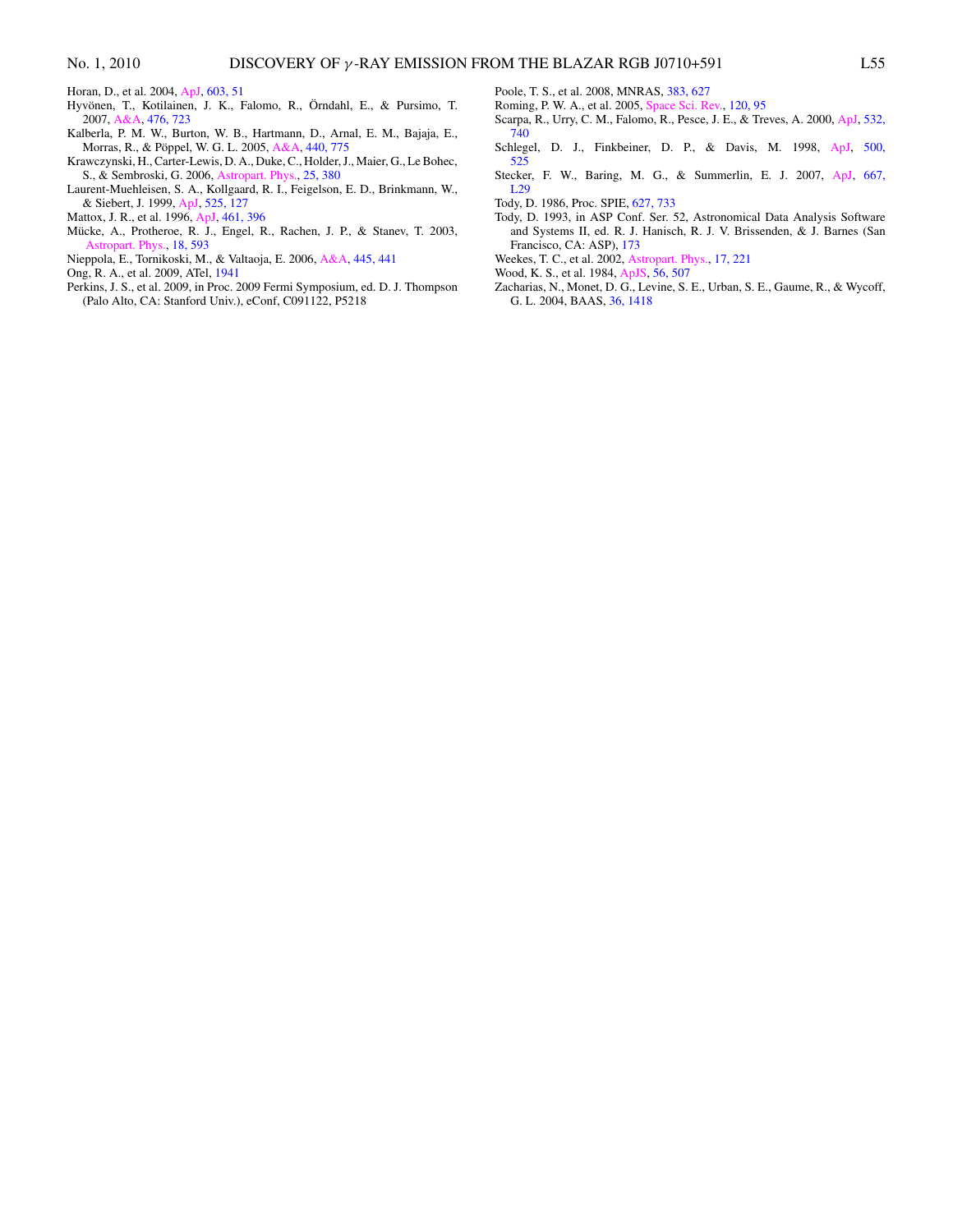Horan, D., et al. 2004, ApJ, 603, 51

Hyvönen, T., Kotilainen, J. K., Falomo, R., Örndahl, E., & Pursimo, T. 2007, A&A, 476, 723

Kalberla, P. M. W., Burton, W. B., Hartmann, D., Arnal, E. M., Bajaja, E., Morras, R., & Pöppel, W. G. L. 2005, A&A, 440, 775

Krawczynski, H., Carter-Lewis, D. A., Duke, C., Holder, J., Maier, G., Le Bohec, S., & Sembroski, G. 2006, Astropart. Phys., 25, 380

Laurent-Muehleisen, S. A., Kollgaard, R. I., Feigelson, E. D., Brinkmann, W., & Siebert, J. 1999, ApJ, 525, 127

Mattox, J. R., et al. 1996, ApJ, 461, 396

Mücke, A., Protheroe, R. J., Engel, R., Rachen, J. P., & Stanev, T. 2003, Astropart. Phys., 18, 593

Nieppola, E., Tornikoski, M., & Valtaoja, E. 2006, A&A, 445, 441

Ong, R. A., et al. 2009, ATel, 1941

Perkins, J. S., et al. 2009, in Proc. 2009 Fermi Symposium, ed. D. J. Thompson (Palo Alto, CA: Stanford Univ.), eConf, C091122, P5218

Poole, T. S., et al. 2008, MNRAS, 383, 627

Roming, P. W. A., et al. 2005, Space Sci. Rev., 120, 95

Scarpa, R., Urry, C. M., Falomo, R., Pesce, J. E., & Treves, A. 2000, ApJ, 532, 740

Schlegel, D. J., Finkbeiner, D. P., & Davis, M. 1998, ApJ, 500, 525

Stecker, F. W., Baring, M. G., & Summerlin, E. J. 2007, ApJ, 667, L29

Tody, D. 1986, Proc. SPIE, 627, 733

Tody, D. 1993, in ASP Conf. Ser. 52, Astronomical Data Analysis Software and Systems II, ed. R. J. Hanisch, R. J. V. Brissenden, & J. Barnes (San Francisco, CA: ASP), 173

Weekes, T. C., et al. 2002, Astropart. Phys., 17, 221

Wood, K. S., et al. 1984, ApJS, 56, 507

Zacharias, N., Monet, D. G., Levine, S. E., Urban, S. E., Gaume, R., & Wycoff, G. L. 2004, BAAS, 36, 1418